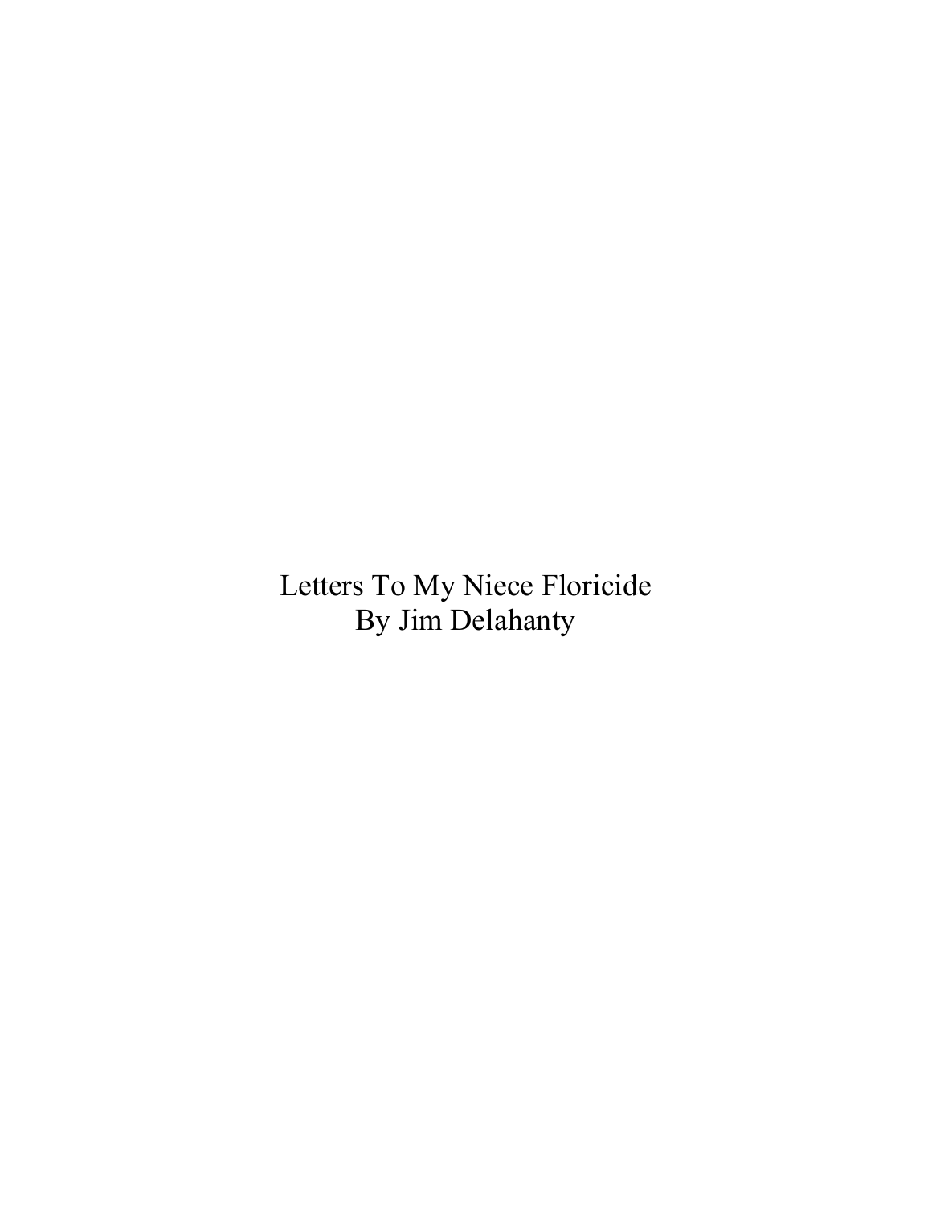# Letters To My Niece Floricide

By Jim Delahanty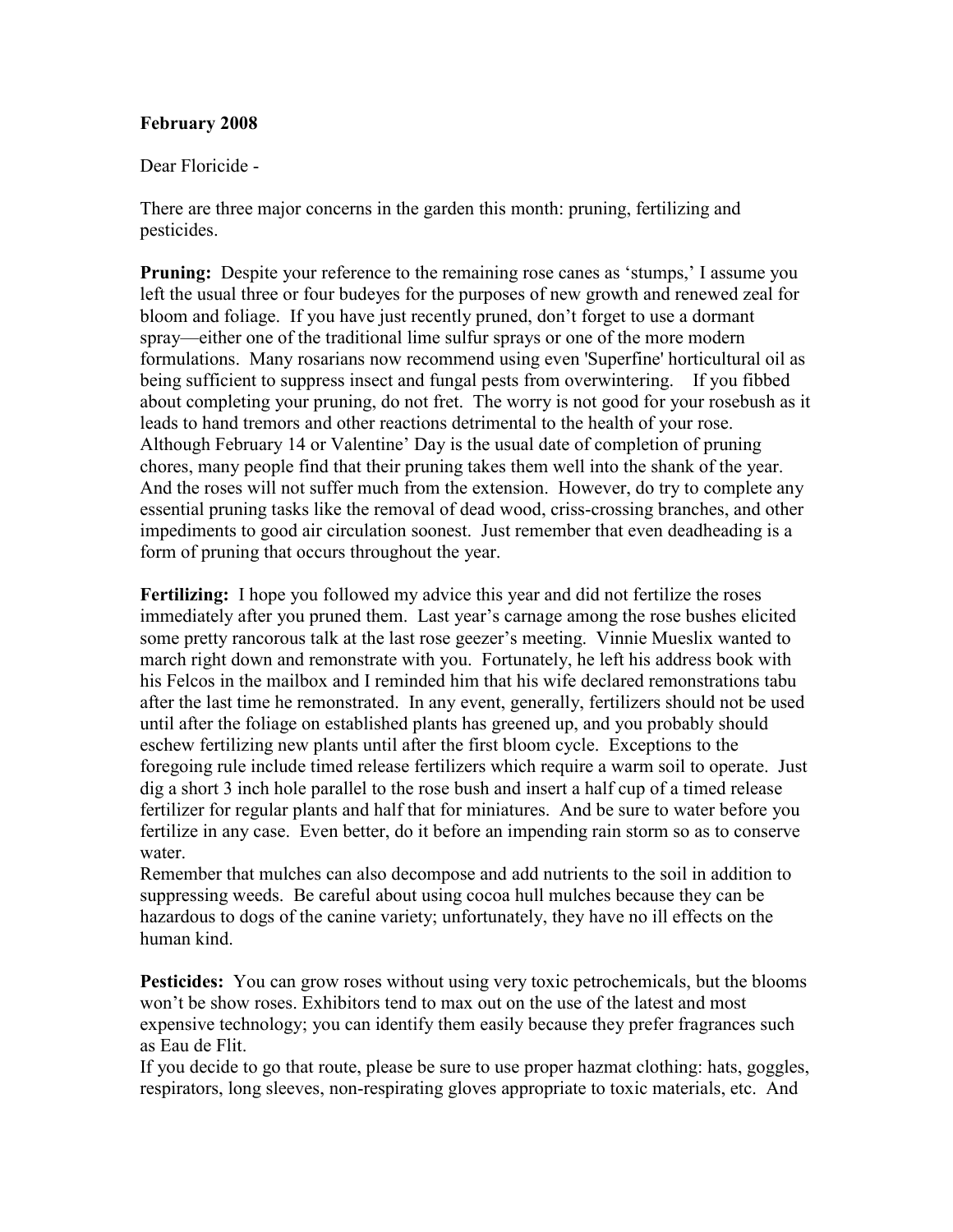**February 2008**

Dear Floricide -

There are three major concerns in the garden this month: pruning, fertilizing and pesticides.

**Pruning:** Despite your reference to the remaining rose canes as 'stumps,' I assume you left the usual three or four budeyes for the purposes of new growth and renewed zeal for bloom and foliage. If you have just recently pruned, don't forget to use a dormant spray—either one of the traditional lime sulfur sprays or one of the more modern formulations. Many rosarians now recommend using even 'Superfine' horticultural oil as being sufficient to suppress insect and fungal pests from overwintering. If you fibbed about completing your pruning, do not fret. The worry is not good for your rosebush as it leads to hand tremors and other reactions detrimental to the health of your rose. Although February 14 or Valentine' Day is the usual date of completion of pruning chores, many people find that their pruning takes them well into the shank of the year. And the roses will not suffer much from the extension. However, do try to complete any essential pruning tasks like the removal of dead wood, criss-crossing branches, and other impediments to good air circulation soonest. Just remember that even deadheading is a form of pruning that occurs throughout the year.

**Fertilizing:** I hope you followed my advice this year and did not fertilize the roses immediately after you pruned them. Last year's carnage among the rose bushes elicited some pretty rancorous talk at the last rose geezer's meeting. Vinnie Mueslix wanted to march right down and remonstrate with you. Fortunately, he left his address book with his Felcos in the mailbox and I reminded him that his wife declared remonstrations tabu after the last time he remonstrated. In any event, generally, fertilizers should not be used until after the foliage on established plants has greened up, and you probably should eschew fertilizing new plants until after the first bloom cycle. Exceptions to the foregoing rule include timed release fertilizers which require a warm soil to operate. Just dig a short 3 inch hole parallel to the rose bush and insert a half cup of a timed release fertilizer for regular plants and half that for miniatures. And be sure to water before you fertilize in any case. Even better, do it before an impending rain storm so as to conserve water.

Remember that mulches can also decompose and add nutrients to the soil in addition to suppressing weeds. Be careful about using cocoa hull mulches because they can be hazardous to dogs of the canine variety; unfortunately, they have no ill effects on the human kind.

**Pesticides:** You can grow roses without using very toxic petrochemicals, but the blooms won't be show roses. Exhibitors tend to max out on the use of the latest and most expensive technology; you can identify them easily because they prefer fragrances such as Eau de Flit.

If you decide to go that route, please be sure to use proper hazmat clothing: hats, goggles, respirators, long sleeves, non-respirating gloves appropriate to toxic materials, etc. And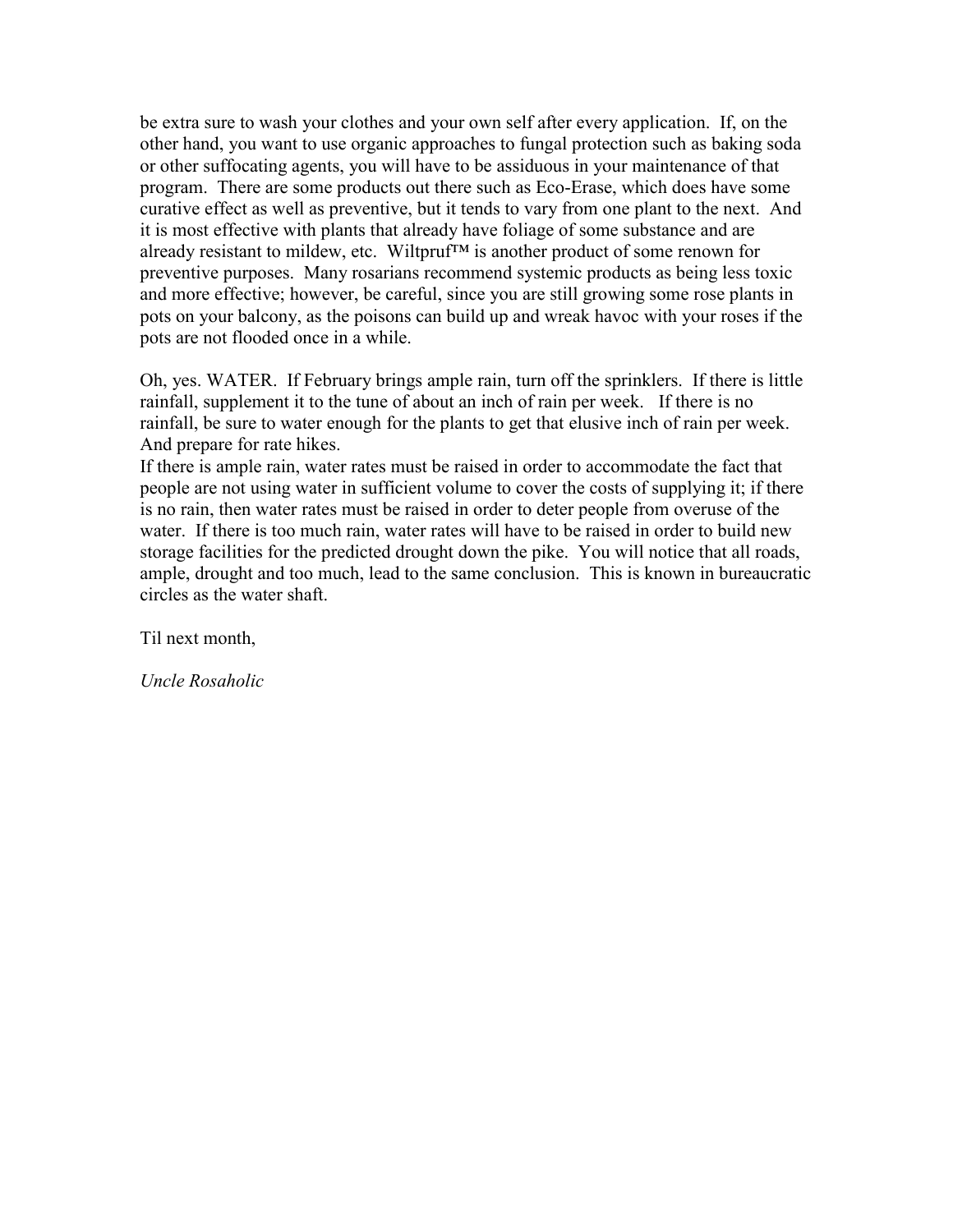be extra sure to wash your clothes and your own self after every application. If, on the other hand, you want to use organic approaches to fungal protection such as baking soda or other suffocating agents, you will have to be assiduous in your maintenance of that program. There are some products out there such as Eco-Erase, which does have some curative effect as well as preventive, but it tends to vary from one plant to the next. And it is most effective with plants that already have foliage of some substance and are already resistant to mildew, etc. Wiltpruf™ is another product of some renown for preventive purposes. Many rosarians recommend systemic products as being less toxic and more effective; however, be careful, since you are still growing some rose plants in pots on your balcony, as the poisons can build up and wreak havoc with your roses if the pots are not flooded once in a while.

Oh, yes. WATER. If February brings ample rain, turn off the sprinklers. If there is little rainfall, supplement it to the tune of about an inch of rain per week. If there is no rainfall, be sure to water enough for the plants to get that elusive inch of rain per week. And prepare for rate hikes.
If there is ample rain, water rates must be raised in order to accommodate the fact that people are not using water in sufficient volume to cover the costs of supplying it; if there is no rain, then water rates must be raised in order to deter people from overuse of the water. If there is too much rain, water rates will have to be raised in order to build new storage facilities for the predicted drought down the pike. You will notice that all roads, ample, drought and too much, lead to the same conclusion. This is known in bureaucratic circles as the water shaft.

Til next month,

*Uncle Rosaholic*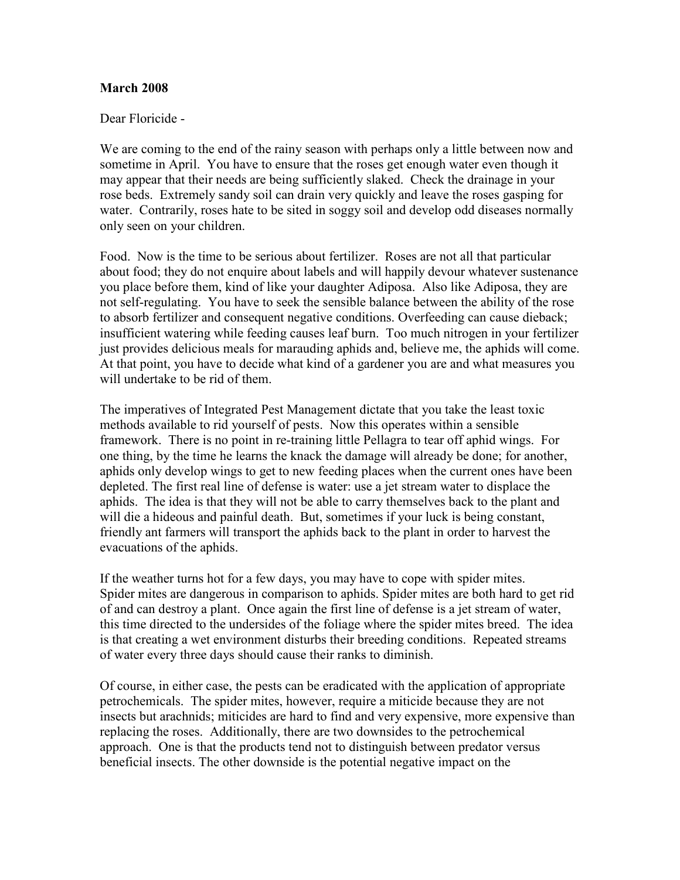**March 2008**

Dear Floricide -

We are coming to the end of the rainy season with perhaps only a little between now and sometime in April. You have to ensure that the roses get enough water even though it may appear that their needs are being sufficiently slaked. Check the drainage in your rose beds. Extremely sandy soil can drain very quickly and leave the roses gasping for water. Contrarily, roses hate to be sited in soggy soil and develop odd diseases normally only seen on your children.

Food. Now is the time to be serious about fertilizer. Roses are not all that particular about food; they do not enquire about labels and will happily devour whatever sustenance you place before them, kind of like your daughter Adiposa. Also like Adiposa, they are not self-regulating. You have to seek the sensible balance between the ability of the rose to absorb fertilizer and consequent negative conditions. Overfeeding can cause dieback; insufficient watering while feeding causes leaf burn. Too much nitrogen in your fertilizer just provides delicious meals for marauding aphids and, believe me, the aphids will come. At that point, you have to decide what kind of a gardener you are and what measures you will undertake to be rid of them.

The imperatives of Integrated Pest Management dictate that you take the least toxic methods available to rid yourself of pests. Now this operates within a sensible framework. There is no point in re-training little Pellagra to tear off aphid wings. For one thing, by the time he learns the knack the damage will already be done; for another, aphids only develop wings to get to new feeding places when the current ones have been depleted. The first real line of defense is water: use a jet stream water to displace the aphids. The idea is that they will not be able to carry themselves back to the plant and will die a hideous and painful death. But, sometimes if your luck is being constant, friendly ant farmers will transport the aphids back to the plant in order to harvest the evacuations of the aphids.

If the weather turns hot for a few days, you may have to cope with spider mites. Spider mites are dangerous in comparison to aphids. Spider mites are both hard to get rid of and can destroy a plant. Once again the first line of defense is a jet stream of water, this time directed to the undersides of the foliage where the spider mites breed. The idea is that creating a wet environment disturbs their breeding conditions. Repeated streams of water every three days should cause their ranks to diminish.

Of course, in either case, the pests can be eradicated with the application of appropriate petrochemicals. The spider mites, however, require a miticide because they are not insects but arachnids; miticides are hard to find and very expensive, more expensive than replacing the roses. Additionally, there are two downsides to the petrochemical approach. One is that the products tend not to distinguish between predator versus beneficial insects. The other downside is the potential negative impact on the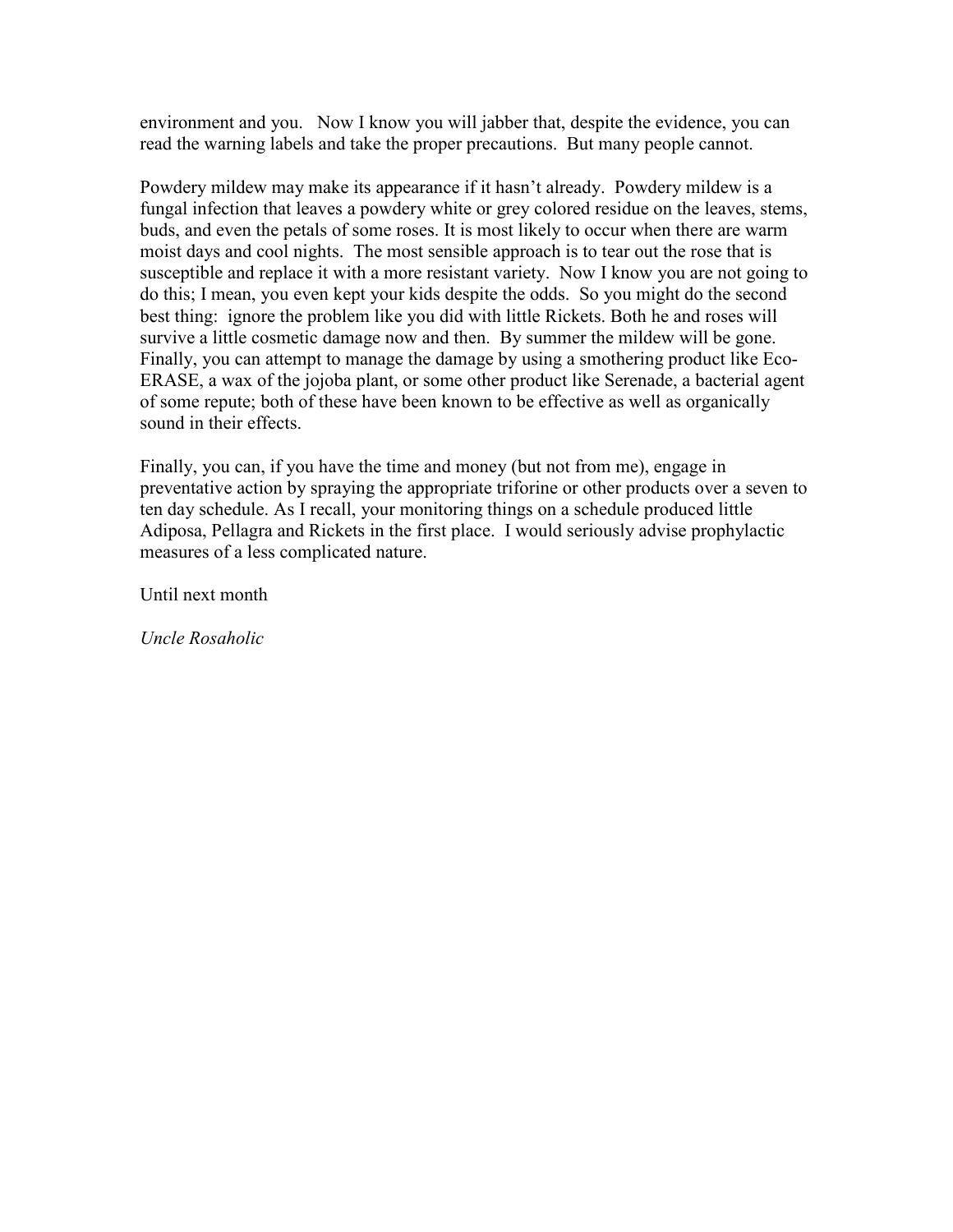environment and you. Now I know you will jabber that, despite the evidence, you can read the warning labels and take the proper precautions. But many people cannot.

Powdery mildew may make its appearance if it hasn't already. Powdery mildew is a fungal infection that leaves a powdery white or grey colored residue on the leaves, stems, buds, and even the petals of some roses. It is most likely to occur when there are warm moist days and cool nights. The most sensible approach is to tear out the rose that is susceptible and replace it with a more resistant variety. Now I know you are not going to do this; I mean, you even kept your kids despite the odds. So you might do the second best thing: ignore the problem like you did with little Rickets. Both he and roses will survive a little cosmetic damage now and then. By summer the mildew will be gone. Finally, you can attempt to manage the damage by using a smothering product like Eco-ERASE, a wax of the jojoba plant, or some other product like Serenade, a bacterial agent of some repute; both of these have been known to be effective as well as organically sound in their effects.

Finally, you can, if you have the time and money (but not from me), engage in preventative action by spraying the appropriate triforine or other products over a seven to ten day schedule. As I recall, your monitoring things on a schedule produced little Adiposa, Pellagra and Rickets in the first place. I would seriously advise prophylactic measures of a less complicated nature.

Until next month

*Uncle Rosaholic*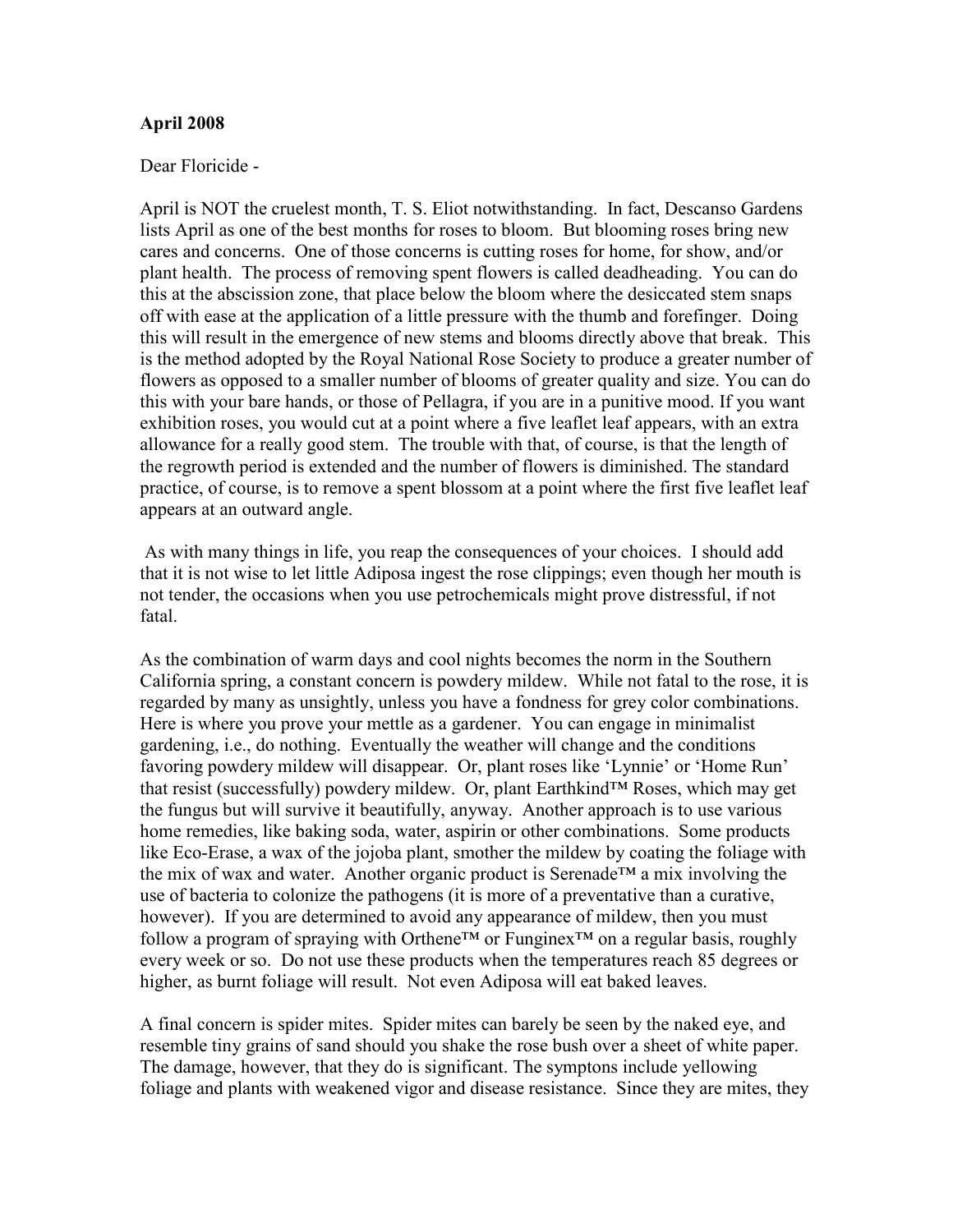**April 2008**

Dear Floricide -

April is NOT the cruelest month, T. S. Eliot notwithstanding. In fact, Descanso Gardens lists April as one of the best months for roses to bloom. But blooming roses bring new cares and concerns. One of those concerns is cutting roses for home, for show, and/or plant health. The process of removing spent flowers is called deadheading. You can do this at the abscission zone, that place below the bloom where the desiccated stem snaps off with ease at the application of a little pressure with the thumb and forefinger. Doing this will result in the emergence of new stems and blooms directly above that break. This is the method adopted by the Royal National Rose Society to produce a greater number of flowers as opposed to a smaller number of blooms of greater quality and size. You can do this with your bare hands, or those of Pellagra, if you are in a punitive mood. If you want exhibition roses, you would cut at a point where a five leaflet leaf appears, with an extra allowance for a really good stem. The trouble with that, of course, is that the length of the regrowth period is extended and the number of flowers is diminished. The standard practice, of course, is to remove a spent blossom at a point where the first five leaflet leaf appears at an outward angle.

As with many things in life, you reap the consequences of your choices. I should add that it is not wise to let little Adiposa ingest the rose clippings; even though her mouth is not tender, the occasions when you use petrochemicals might prove distressful, if not fatal.

As the combination of warm days and cool nights becomes the norm in the Southern California spring, a constant concern is powdery mildew. While not fatal to the rose, it is regarded by many as unsightly, unless you have a fondness for grey color combinations. Here is where you prove your mettle as a gardener. You can engage in minimalist gardening, i.e., do nothing. Eventually the weather will change and the conditions favoring powdery mildew will disappear. Or, plant roses like 'Lynnie' or 'Home Run' that resist (successfully) powdery mildew. Or, plant Earthkind™ Roses, which may get the fungus but will survive it beautifully, anyway. Another approach is to use various home remedies, like baking soda, water, aspirin or other combinations. Some products like Eco-Erase, a wax of the jojoba plant, smother the mildew by coating the foliage with the mix of wax and water. Another organic product is Serenade™ a mix involving the use of bacteria to colonize the pathogens (it is more of a preventative than a curative, however). If you are determined to avoid any appearance of mildew, then you must follow a program of spraying with Orthene™ or Funginex™ on a regular basis, roughly every week or so. Do not use these products when the temperatures reach 85 degrees or higher, as burnt foliage will result. Not even Adiposa will eat baked leaves.

A final concern is spider mites. Spider mites can barely be seen by the naked eye, and resemble tiny grains of sand should you shake the rose bush over a sheet of white paper. The damage, however, that they do is significant. The symptons include yellowing foliage and plants with weakened vigor and disease resistance. Since they are mites, they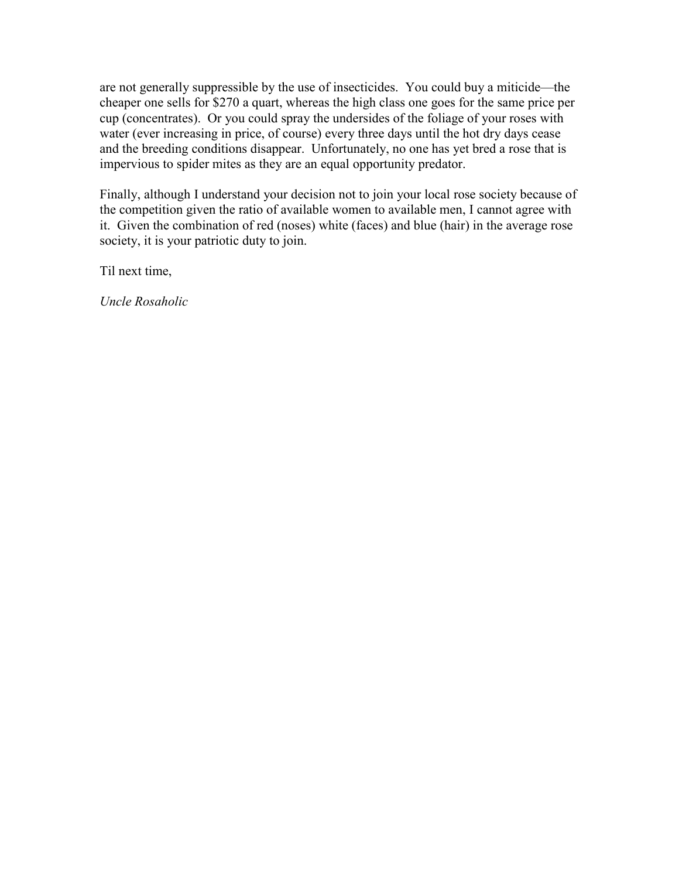are not generally suppressible by the use of insecticides. You could buy a miticide—the cheaper one sells for $270 a quart, whereas the high class one goes for the same price per cup (concentrates). Or you could spray the undersides of the foliage of your roses with water (ever increasing in price, of course) every three days until the hot dry days cease and the breeding conditions disappear. Unfortunately, no one has yet bred a rose that is impervious to spider mites as they are an equal opportunity predator.

Finally, although I understand your decision not to join your local rose society because of the competition given the ratio of available women to available men, I cannot agree with it. Given the combination of red (noses) white (faces) and blue (hair) in the average rose society, it is your patriotic duty to join.

Til next time,

*Uncle Rosaholic*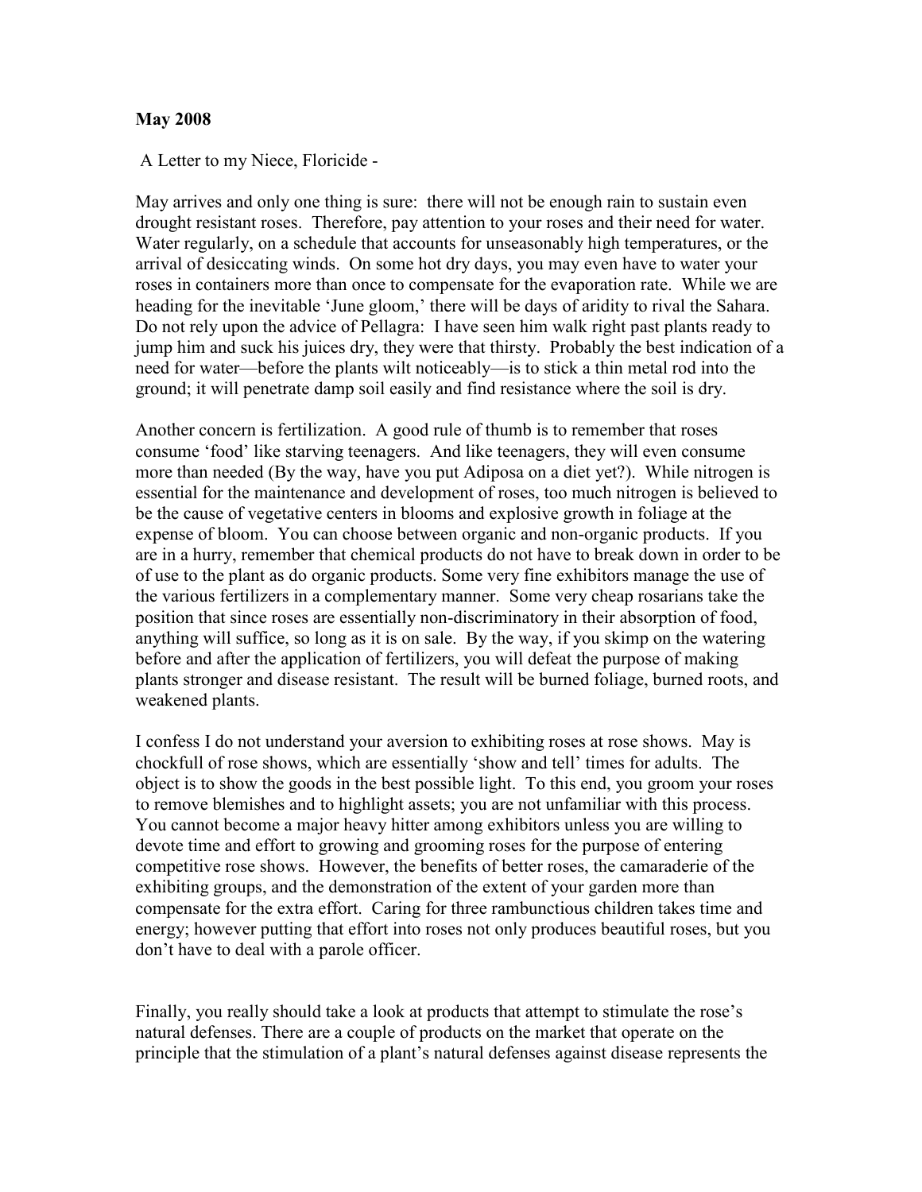**May 2008**

A Letter to my Niece, Floricide -

May arrives and only one thing is sure: there will not be enough rain to sustain even drought resistant roses. Therefore, pay attention to your roses and their need for water. Water regularly, on a schedule that accounts for unseasonably high temperatures, or the arrival of desiccating winds. On some hot dry days, you may even have to water your roses in containers more than once to compensate for the evaporation rate. While we are heading for the inevitable 'June gloom,' there will be days of aridity to rival the Sahara. Do not rely upon the advice of Pellagra: I have seen him walk right past plants ready to jump him and suck his juices dry, they were that thirsty. Probably the best indication of a need for water—before the plants wilt noticeably—is to stick a thin metal rod into the ground; it will penetrate damp soil easily and find resistance where the soil is dry.

Another concern is fertilization. A good rule of thumb is to remember that roses consume 'food' like starving teenagers. And like teenagers, they will even consume more than needed (By the way, have you put Adiposa on a diet yet?). While nitrogen is essential for the maintenance and development of roses, too much nitrogen is believed to be the cause of vegetative centers in blooms and explosive growth in foliage at the expense of bloom. You can choose between organic and non-organic products. If you are in a hurry, remember that chemical products do not have to break down in order to be of use to the plant as do organic products. Some very fine exhibitors manage the use of the various fertilizers in a complementary manner. Some very cheap rosarians take the position that since roses are essentially non-discriminatory in their absorption of food, anything will suffice, so long as it is on sale. By the way, if you skimp on the watering before and after the application of fertilizers, you will defeat the purpose of making plants stronger and disease resistant. The result will be burned foliage, burned roots, and weakened plants.

I confess I do not understand your aversion to exhibiting roses at rose shows. May is chockfull of rose shows, which are essentially 'show and tell' times for adults. The object is to show the goods in the best possible light. To this end, you groom your roses to remove blemishes and to highlight assets; you are not unfamiliar with this process. You cannot become a major heavy hitter among exhibitors unless you are willing to devote time and effort to growing and grooming roses for the purpose of entering competitive rose shows. However, the benefits of better roses, the camaraderie of the exhibiting groups, and the demonstration of the extent of your garden more than compensate for the extra effort. Caring for three rambunctious children takes time and energy; however putting that effort into roses not only produces beautiful roses, but you don't have to deal with a parole officer.

Finally, you really should take a look at products that attempt to stimulate the rose's natural defenses. There are a couple of products on the market that operate on the principle that the stimulation of a plant's natural defenses against disease represents the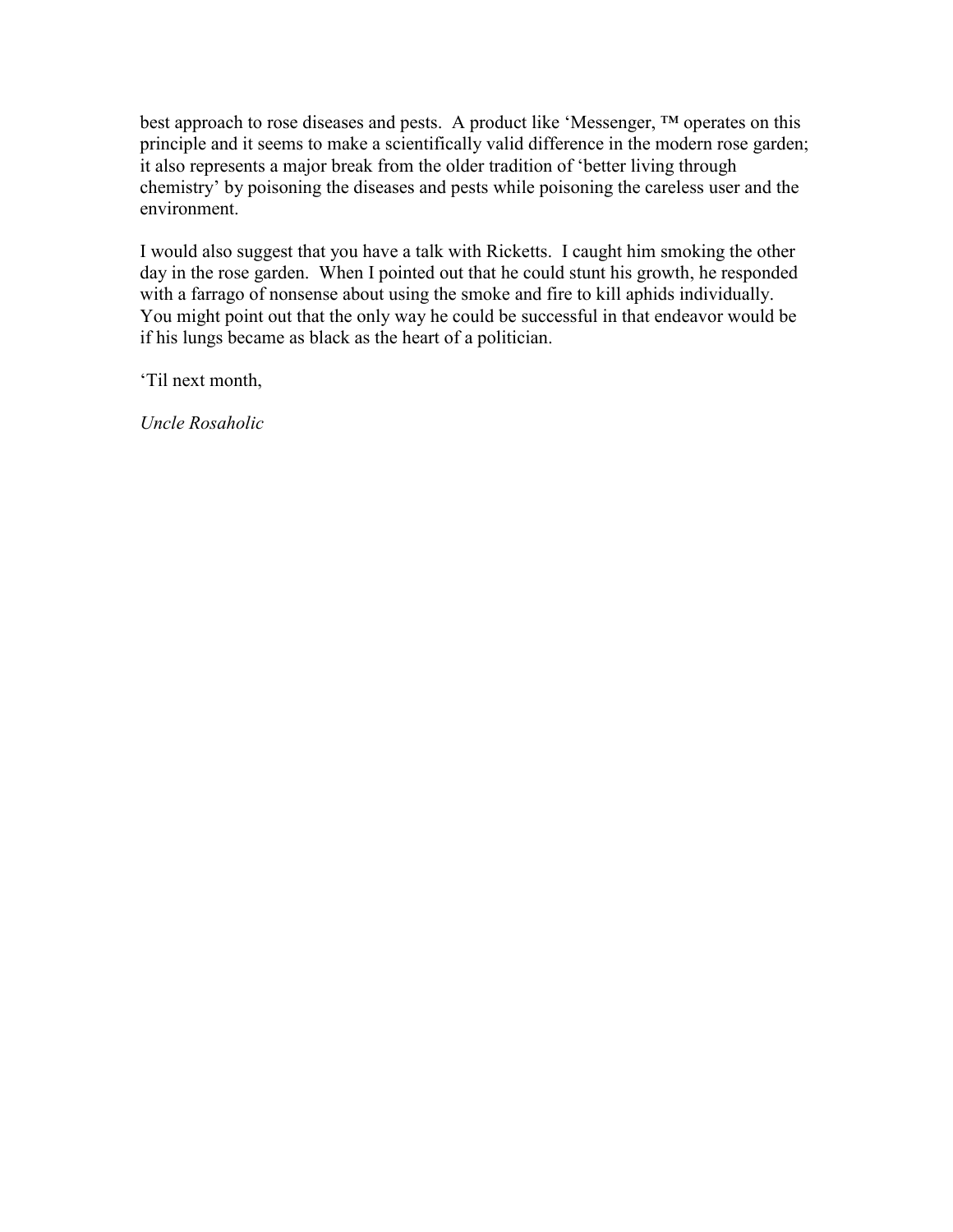best approach to rose diseases and pests. A product like 'Messenger, ™ operates on this principle and it seems to make a scientifically valid difference in the modern rose garden; it also represents a major break from the older tradition of 'better living through chemistry' by poisoning the diseases and pests while poisoning the careless user and the environment.

I would also suggest that you have a talk with Ricketts. I caught him smoking the other day in the rose garden. When I pointed out that he could stunt his growth, he responded with a farrago of nonsense about using the smoke and fire to kill aphids individually. You might point out that the only way he could be successful in that endeavor would be if his lungs became as black as the heart of a politician.

'Til next month,

*Uncle Rosaholic*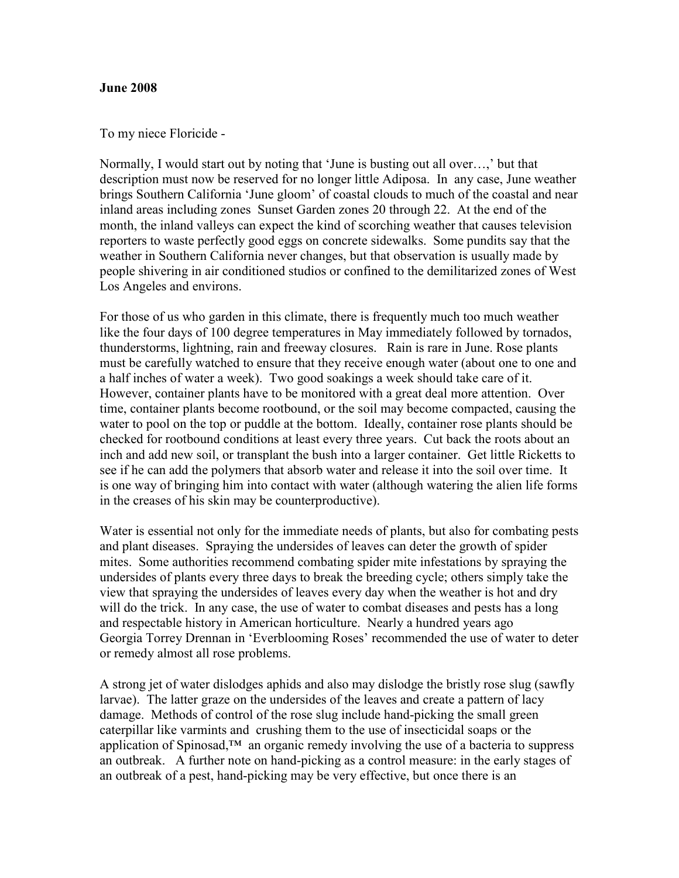**June 2008**

To my niece Floricide -

Normally, I would start out by noting that 'June is busting out all over…,' but that description must now be reserved for no longer little Adiposa. In any case, June weather brings Southern California 'June gloom' of coastal clouds to much of the coastal and near inland areas including zones Sunset Garden zones 20 through 22. At the end of the month, the inland valleys can expect the kind of scorching weather that causes television reporters to waste perfectly good eggs on concrete sidewalks. Some pundits say that the weather in Southern California never changes, but that observation is usually made by people shivering in air conditioned studios or confined to the demilitarized zones of West Los Angeles and environs.

For those of us who garden in this climate, there is frequently much too much weather like the four days of 100 degree temperatures in May immediately followed by tornados, thunderstorms, lightning, rain and freeway closures. Rain is rare in June. Rose plants must be carefully watched to ensure that they receive enough water (about one to one and a half inches of water a week). Two good soakings a week should take care of it. However, container plants have to be monitored with a great deal more attention. Over time, container plants become rootbound, or the soil may become compacted, causing the water to pool on the top or puddle at the bottom. Ideally, container rose plants should be checked for rootbound conditions at least every three years. Cut back the roots about an inch and add new soil, or transplant the bush into a larger container. Get little Ricketts to see if he can add the polymers that absorb water and release it into the soil over time. It is one way of bringing him into contact with water (although watering the alien life forms in the creases of his skin may be counterproductive).

Water is essential not only for the immediate needs of plants, but also for combating pests and plant diseases. Spraying the undersides of leaves can deter the growth of spider mites. Some authorities recommend combating spider mite infestations by spraying the undersides of plants every three days to break the breeding cycle; others simply take the view that spraying the undersides of leaves every day when the weather is hot and dry will do the trick. In any case, the use of water to combat diseases and pests has a long and respectable history in American horticulture. Nearly a hundred years ago Georgia Torrey Drennan in 'Everblooming Roses' recommended the use of water to deter or remedy almost all rose problems.

A strong jet of water dislodges aphids and also may dislodge the bristly rose slug (sawfly larvae). The latter graze on the undersides of the leaves and create a pattern of lacy damage. Methods of control of the rose slug include hand-picking the small green caterpillar like varmints and crushing them to the use of insecticidal soaps or the application of Spinosad,™ an organic remedy involving the use of a bacteria to suppress an outbreak. A further note on hand-picking as a control measure: in the early stages of an outbreak of a pest, hand-picking may be very effective, but once there is an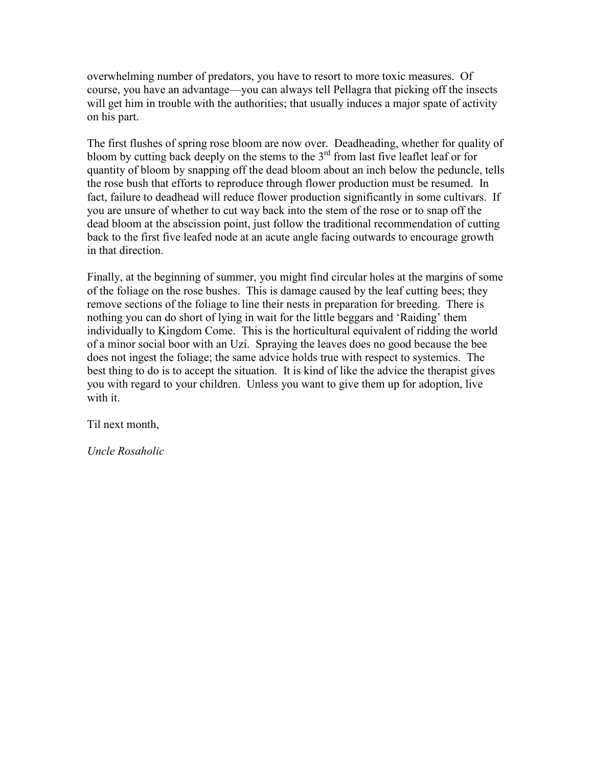overwhelming number of predators, you have to resort to more toxic measures. Of course, you have an advantage—you can always tell Pellagra that picking off the insects will get him in trouble with the authorities; that usually induces a major spate of activity on his part.

The first flushes of spring rose bloom are now over. Deadheading, whether for quality of bloom by cutting back deeply on the stems to the 3rd from last five leaflet leaf or for quantity of bloom by snapping off the dead bloom about an inch below the peduncle, tells the rose bush that efforts to reproduce through flower production must be resumed. In fact, failure to deadhead will reduce flower production significantly in some cultivars. If you are unsure of whether to cut way back into the stem of the rose or to snap off the dead bloom at the abscission point, just follow the traditional recommendation of cutting back to the first five leafed node at an acute angle facing outwards to encourage growth in that direction.

Finally, at the beginning of summer, you might find circular holes at the margins of some of the foliage on the rose bushes. This is damage caused by the leaf cutting bees; they remove sections of the foliage to line their nests in preparation for breeding. There is nothing you can do short of lying in wait for the little beggars and 'Raiding' them individually to Kingdom Come. This is the horticultural equivalent of ridding the world of a minor social boor with an Uzi. Spraying the leaves does no good because the bee does not ingest the foliage; the same advice holds true with respect to systemics. The best thing to do is to accept the situation. It is kind of like the advice the therapist gives you with regard to your children. Unless you want to give them up for adoption, live with it.

Til next month,

*Uncle Rosaholic*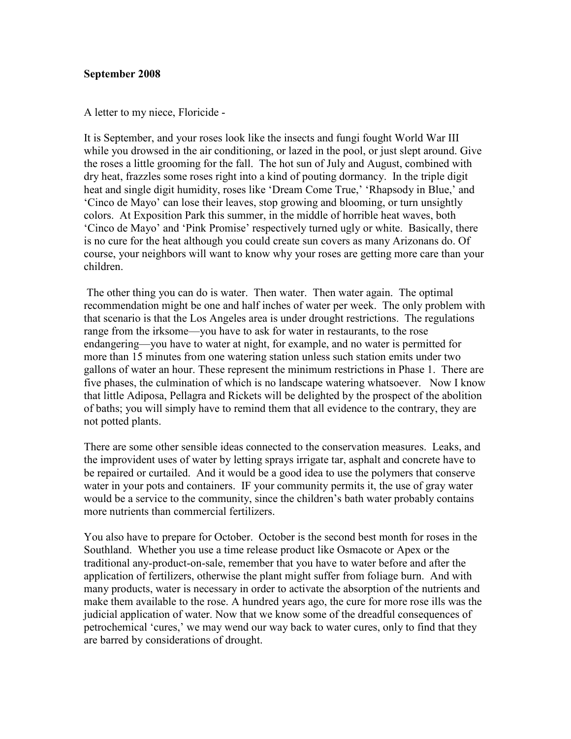**September 2008**

A letter to my niece, Floricide -

It is September, and your roses look like the insects and fungi fought World War III while you drowsed in the air conditioning, or lazed in the pool, or just slept around. Give the roses a little grooming for the fall. The hot sun of July and August, combined with dry heat, frazzles some roses right into a kind of pouting dormancy. In the triple digit heat and single digit humidity, roses like 'Dream Come True,' 'Rhapsody in Blue,' and 'Cinco de Mayo' can lose their leaves, stop growing and blooming, or turn unsightly colors. At Exposition Park this summer, in the middle of horrible heat waves, both 'Cinco de Mayo' and 'Pink Promise' respectively turned ugly or white. Basically, there is no cure for the heat although you could create sun covers as many Arizonans do. Of course, your neighbors will want to know why your roses are getting more care than your children.

The other thing you can do is water. Then water. Then water again. The optimal recommendation might be one and half inches of water per week. The only problem with that scenario is that the Los Angeles area is under drought restrictions. The regulations range from the irksome—you have to ask for water in restaurants, to the rose endangering—you have to water at night, for example, and no water is permitted for more than 15 minutes from one watering station unless such station emits under two gallons of water an hour. These represent the minimum restrictions in Phase 1. There are five phases, the culmination of which is no landscape watering whatsoever. Now I know that little Adiposa, Pellagra and Rickets will be delighted by the prospect of the abolition of baths; you will simply have to remind them that all evidence to the contrary, they are not potted plants.

There are some other sensible ideas connected to the conservation measures. Leaks, and the improvident uses of water by letting sprays irrigate tar, asphalt and concrete have to be repaired or curtailed. And it would be a good idea to use the polymers that conserve water in your pots and containers. IF your community permits it, the use of gray water would be a service to the community, since the children's bath water probably contains more nutrients than commercial fertilizers.

You also have to prepare for October. October is the second best month for roses in the Southland. Whether you use a time release product like Osmacote or Apex or the traditional any-product-on-sale, remember that you have to water before and after the application of fertilizers, otherwise the plant might suffer from foliage burn. And with many products, water is necessary in order to activate the absorption of the nutrients and make them available to the rose. A hundred years ago, the cure for more rose ills was the judicial application of water. Now that we know some of the dreadful consequences of petrochemical 'cures,' we may wend our way back to water cures, only to find that they are barred by considerations of drought.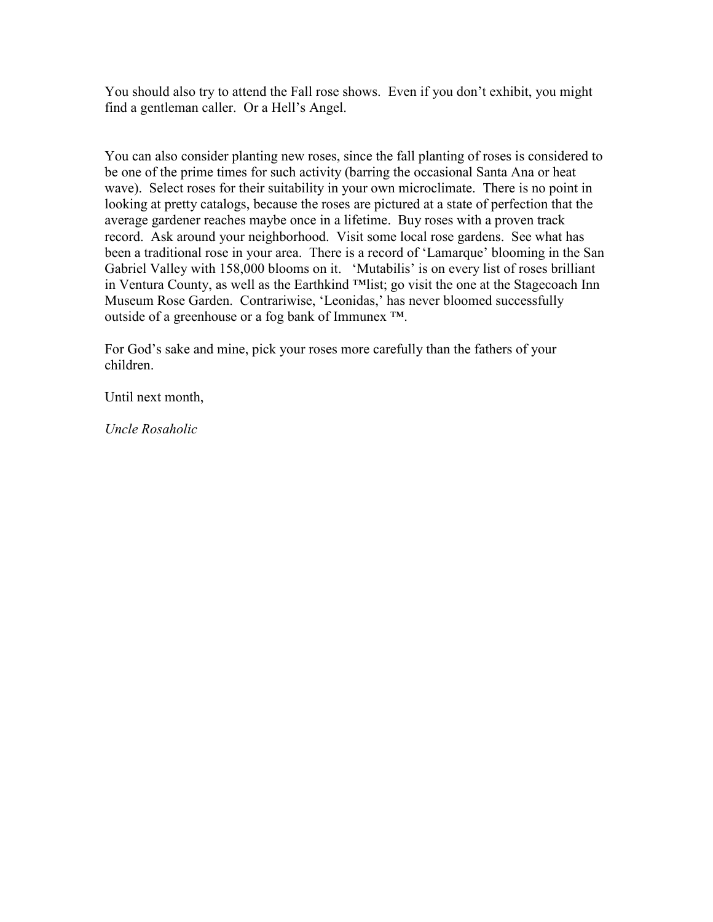You should also try to attend the Fall rose shows. Even if you don't exhibit, you might find a gentleman caller. Or a Hell's Angel.

You can also consider planting new roses, since the fall planting of roses is considered to be one of the prime times for such activity (barring the occasional Santa Ana or heat wave). Select roses for their suitability in your own microclimate. There is no point in looking at pretty catalogs, because the roses are pictured at a state of perfection that the average gardener reaches maybe once in a lifetime. Buy roses with a proven track record. Ask around your neighborhood. Visit some local rose gardens. See what has been a traditional rose in your area. There is a record of 'Lamarque' blooming in the San Gabriel Valley with 158,000 blooms on it. 'Mutabilis' is on every list of roses brilliant in Ventura County, as well as the Earthkind ™list; go visit the one at the Stagecoach Inn Museum Rose Garden. Contrariwise, 'Leonidas,' has never bloomed successfully outside of a greenhouse or a fog bank of Immunex ™.

For God's sake and mine, pick your roses more carefully than the fathers of your children.

Until next month,

*Uncle Rosaholic*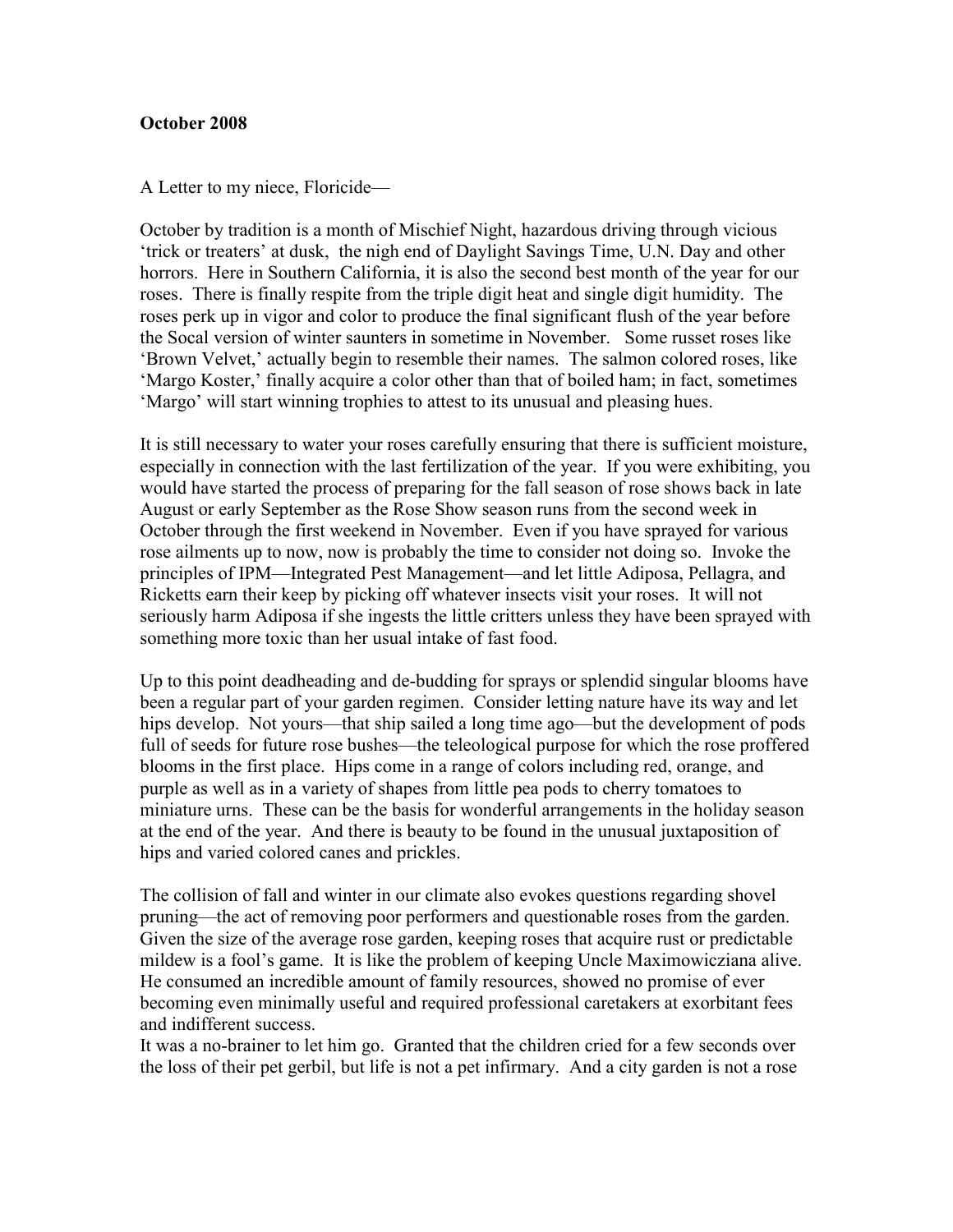**October 2008**

A Letter to my niece, Floricide—

October by tradition is a month of Mischief Night, hazardous driving through vicious 'trick or treaters' at dusk, the nigh end of Daylight Savings Time, U.N. Day and other horrors. Here in Southern California, it is also the second best month of the year for our roses. There is finally respite from the triple digit heat and single digit humidity. The roses perk up in vigor and color to produce the final significant flush of the year before the Socal version of winter saunters in sometime in November. Some russet roses like 'Brown Velvet,' actually begin to resemble their names. The salmon colored roses, like 'Margo Koster,' finally acquire a color other than that of boiled ham; in fact, sometimes 'Margo' will start winning trophies to attest to its unusual and pleasing hues.

It is still necessary to water your roses carefully ensuring that there is sufficient moisture, especially in connection with the last fertilization of the year. If you were exhibiting, you would have started the process of preparing for the fall season of rose shows back in late August or early September as the Rose Show season runs from the second week in October through the first weekend in November. Even if you have sprayed for various rose ailments up to now, now is probably the time to consider not doing so. Invoke the principles of IPM—Integrated Pest Management—and let little Adiposa, Pellagra, and Ricketts earn their keep by picking off whatever insects visit your roses. It will not seriously harm Adiposa if she ingests the little critters unless they have been sprayed with something more toxic than her usual intake of fast food.

Up to this point deadheading and de-budding for sprays or splendid singular blooms have been a regular part of your garden regimen. Consider letting nature have its way and let hips develop. Not yours—that ship sailed a long time ago—but the development of pods full of seeds for future rose bushes—the teleological purpose for which the rose proffered blooms in the first place. Hips come in a range of colors including red, orange, and purple as well as in a variety of shapes from little pea pods to cherry tomatoes to miniature urns. These can be the basis for wonderful arrangements in the holiday season at the end of the year. And there is beauty to be found in the unusual juxtaposition of hips and varied colored canes and prickles.

The collision of fall and winter in our climate also evokes questions regarding shovel pruning—the act of removing poor performers and questionable roses from the garden. Given the size of the average rose garden, keeping roses that acquire rust or predictable mildew is a fool's game. It is like the problem of keeping Uncle Maximowicziana alive. He consumed an incredible amount of family resources, showed no promise of ever becoming even minimally useful and required professional caretakers at exorbitant fees and indifferent success.

It was a no-brainer to let him go. Granted that the children cried for a few seconds over the loss of their pet gerbil, but life is not a pet infirmary. And a city garden is not a rose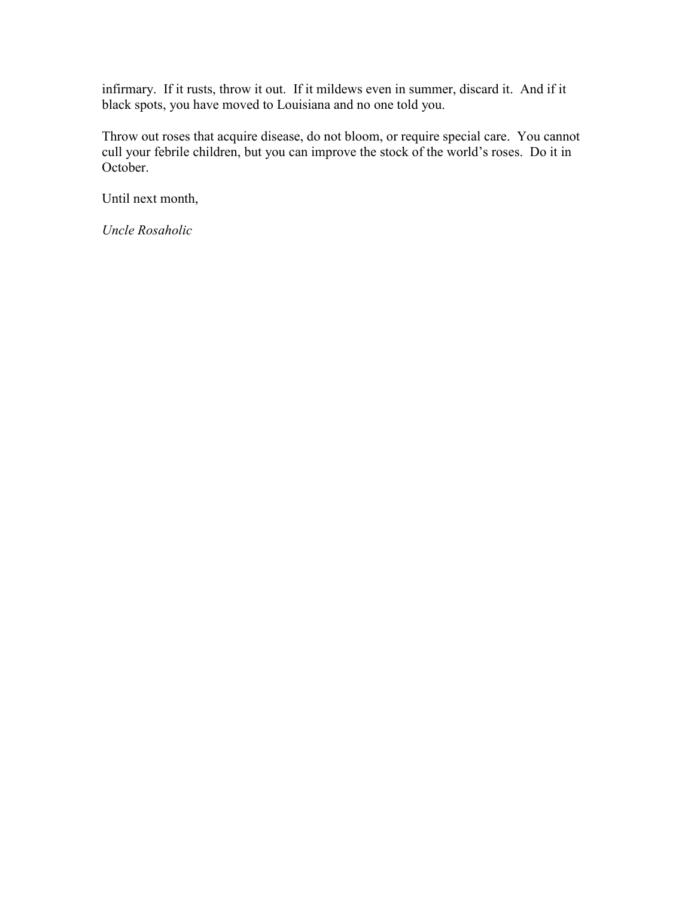infirmary. If it rusts, throw it out. If it mildews even in summer, discard it. And if it black spots, you have moved to Louisiana and no one told you.

Throw out roses that acquire disease, do not bloom, or require special care. You cannot cull your febrile children, but you can improve the stock of the world's roses. Do it in October.

Until next month,

*Uncle Rosaholic*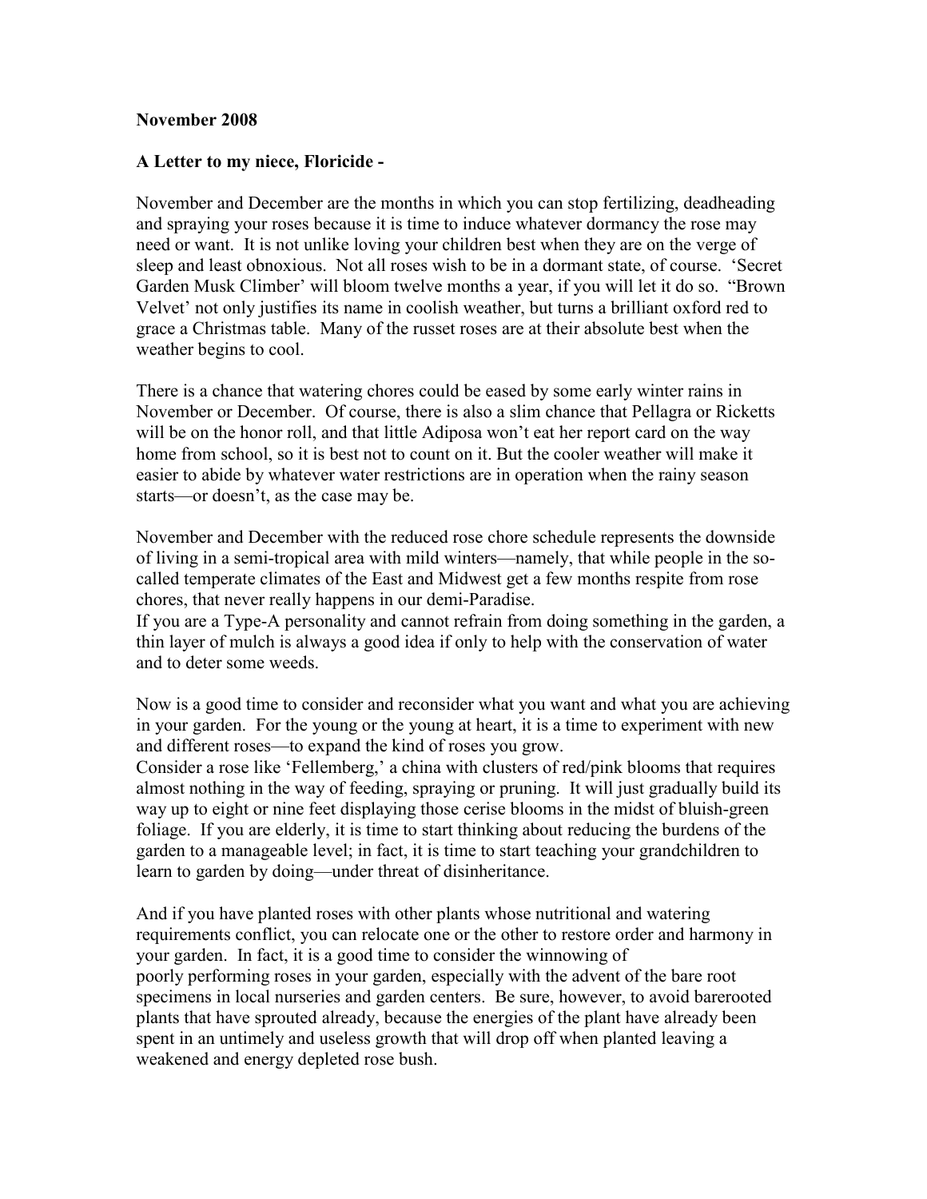**November 2008**

**A Letter to my niece, Floricide -**

November and December are the months in which you can stop fertilizing, deadheading and spraying your roses because it is time to induce whatever dormancy the rose may need or want. It is not unlike loving your children best when they are on the verge of sleep and least obnoxious. Not all roses wish to be in a dormant state, of course. 'Secret Garden Musk Climber' will bloom twelve months a year, if you will let it do so. "Brown Velvet' not only justifies its name in coolish weather, but turns a brilliant oxford red to grace a Christmas table. Many of the russet roses are at their absolute best when the weather begins to cool.

There is a chance that watering chores could be eased by some early winter rains in November or December. Of course, there is also a slim chance that Pellagra or Ricketts will be on the honor roll, and that little Adiposa won't eat her report card on the way home from school, so it is best not to count on it. But the cooler weather will make it easier to abide by whatever water restrictions are in operation when the rainy season starts—or doesn't, as the case may be.

November and December with the reduced rose chore schedule represents the downside of living in a semi-tropical area with mild winters—namely, that while people in the so-called temperate climates of the East and Midwest get a few months respite from rose chores, that never really happens in our demi-Paradise.

If you are a Type-A personality and cannot refrain from doing something in the garden, a thin layer of mulch is always a good idea if only to help with the conservation of water and to deter some weeds.

Now is a good time to consider and reconsider what you want and what you are achieving in your garden. For the young or the young at heart, it is a time to experiment with new and different roses—to expand the kind of roses you grow.

Consider a rose like 'Fellemberg,' a china with clusters of red/pink blooms that requires almost nothing in the way of feeding, spraying or pruning. It will just gradually build its way up to eight or nine feet displaying those cerise blooms in the midst of bluish-green foliage. If you are elderly, it is time to start thinking about reducing the burdens of the garden to a manageable level; in fact, it is time to start teaching your grandchildren to learn to garden by doing—under threat of disinheritance.

And if you have planted roses with other plants whose nutritional and watering requirements conflict, you can relocate one or the other to restore order and harmony in your garden. In fact, it is a good time to consider the winnowing of poorly performing roses in your garden, especially with the advent of the bare root specimens in local nurseries and garden centers. Be sure, however, to avoid barerooted plants that have sprouted already, because the energies of the plant have already been spent in an untimely and useless growth that will drop off when planted leaving a weakened and energy depleted rose bush.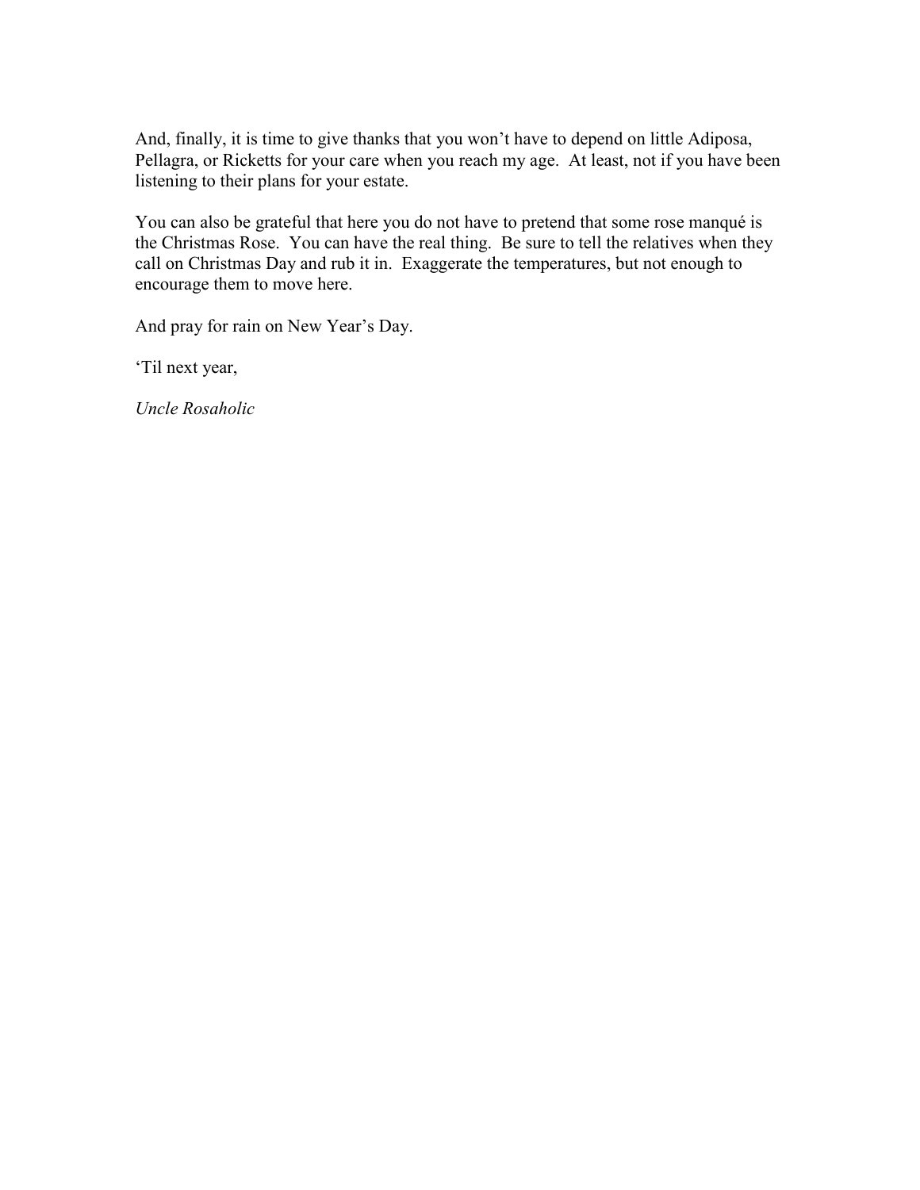And, finally, it is time to give thanks that you won't have to depend on little Adiposa, Pellagra, or Ricketts for your care when you reach my age. At least, not if you have been listening to their plans for your estate.

You can also be grateful that here you do not have to pretend that some rose manqué is the Christmas Rose. You can have the real thing. Be sure to tell the relatives when they call on Christmas Day and rub it in. Exaggerate the temperatures, but not enough to encourage them to move here.

And pray for rain on New Year's Day.

'Til next year,

*Uncle Rosaholic*